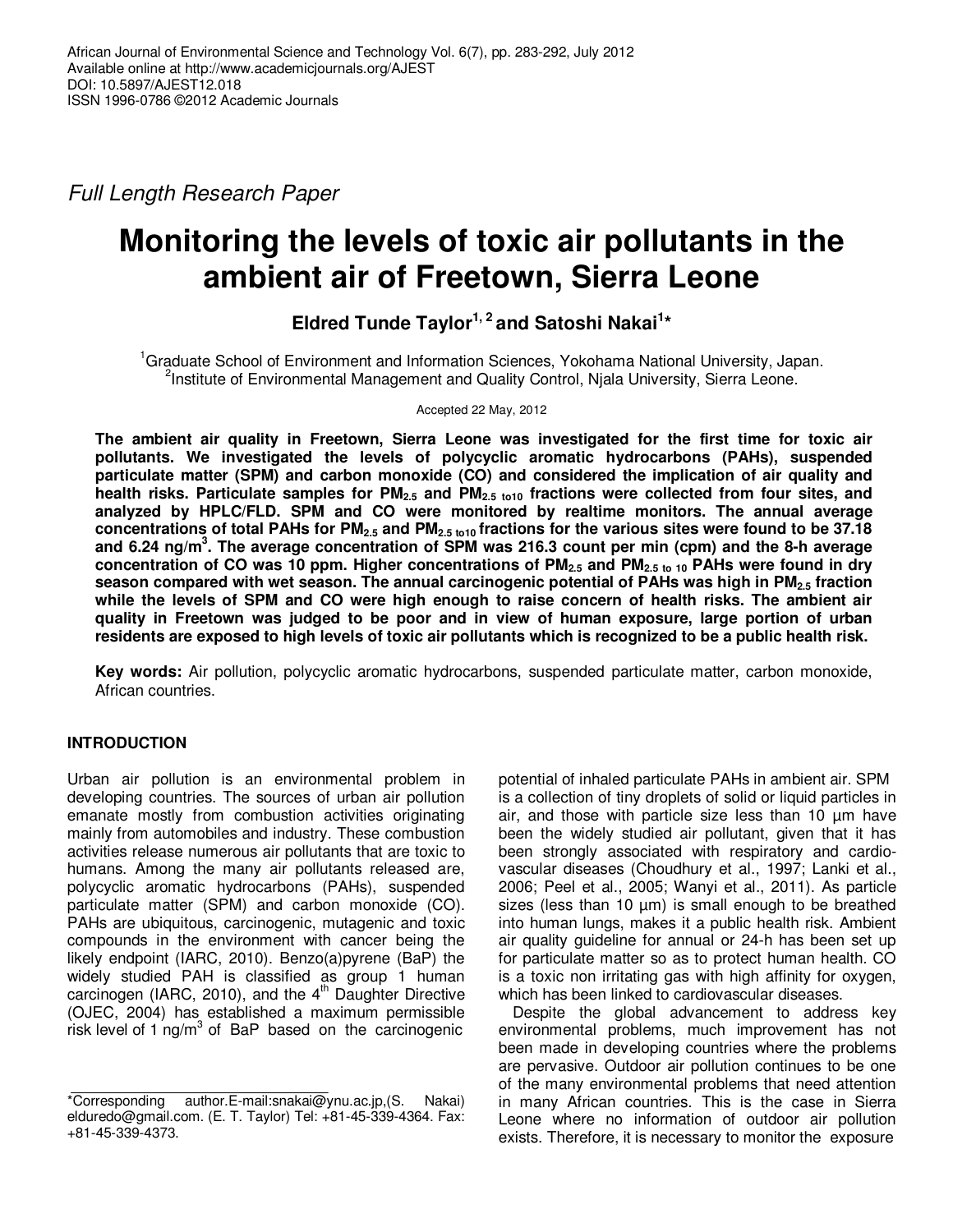Full Length Research Paper

# Monitoring the levels of toxic air pollutants in the ambient air of Freetown, Sierra Leone

**Eldred Tunde Taylor[1, 2] and Satoshi Nakai[1]***

[1]Graduate School of Environment and Information Sciences, Yokohama National University, Japan.
[2]Institute of Environmental Management and Quality Control, Njala University, Sierra Leone.

Accepted 22 May, 2012

**The ambient air quality in Freetown, Sierra Leone was investigated for the first time for toxic air pollutants. We investigated the levels of polycyclic aromatic hydrocarbons (PAHs), suspended particulate matter (SPM) and carbon monoxide (CO) and considered the implication of air quality and health risks. Particulate samples for $PM_{2.5}$ and $PM_{2.5\ to10}$ fractions were collected from four sites, and analyzed by HPLC/FLD. SPM and CO were monitored by realtime monitors. The annual average concentrations of total PAHs for $PM_{2.5}$ and $PM_{2.5\ to10}$ fractions for the various sites were found to be 37.18 and 6.24 ng/m$^3$. The average concentration of SPM was 216.3 count per min (cpm) and the 8-h average concentration of CO was 10 ppm. Higher concentrations of $PM_{2.5}$ and $PM_{2.5\ to\ 10}$ PAHs were found in dry season compared with wet season. The annual carcinogenic potential of PAHs was high in $PM_{2.5}$ fraction while the levels of SPM and CO were high enough to raise concern of health risks. The ambient air quality in Freetown was judged to be poor and in view of human exposure, large portion of urban residents are exposed to high levels of toxic air pollutants which is recognized to be a public health risk.**

**Key words:** Air pollution, polycyclic aromatic hydrocarbons, suspended particulate matter, carbon monoxide, African countries.

## INTRODUCTION

Urban air pollution is an environmental problem in developing countries. The sources of urban air pollution emanate mostly from combustion activities originating mainly from automobiles and industry. These combustion activities release numerous air pollutants that are toxic to humans. Among the many air pollutants released are, polycyclic aromatic hydrocarbons (PAHs), suspended particulate matter (SPM) and carbon monoxide (CO). PAHs are ubiquitous, carcinogenic, mutagenic and toxic compounds in the environment with cancer being the likely endpoint (IARC, 2010). Benzo(a)pyrene (BaP) the widely studied PAH is classified as group 1 human carcinogen (IARC, 2010), and the 4$^{th}$ Daughter Directive (OJEC, 2004) has established a maximum permissible risk level of 1 ng/m$^3$ of BaP based on the carcinogenic potential of inhaled particulate PAHs in ambient air. SPM is a collection of tiny droplets of solid or liquid particles in air, and those with particle size less than 10 µm have been the widely studied air pollutant, given that it has been strongly associated with respiratory and cardio-vascular diseases (Choudhury et al., 1997; Lanki et al., 2006; Peel et al., 2005; Wanyi et al., 2011). As particle sizes (less than 10 µm) is small enough to be breathed into human lungs, makes it a public health risk. Ambient air quality guideline for annual or 24-h has been set up for particulate matter so as to protect human health. CO is a toxic non irritating gas with high affinity for oxygen, which has been linked to cardiovascular diseases.

Despite the global advancement to address key environmental problems, much improvement has not been made in developing countries where the problems are pervasive. Outdoor air pollution continues to be one of the many environmental problems that need attention in many African countries. This is the case in Sierra Leone where no information of outdoor air pollution exists. Therefore, it is necessary to monitor the exposure

*Corresponding author.E-mail:snakai@ynu.ac.jp,(S. Nakai) elduredo@gmail.com. (E. T. Taylor) Tel: +81-45-339-4364. Fax: +81-45-339-4373.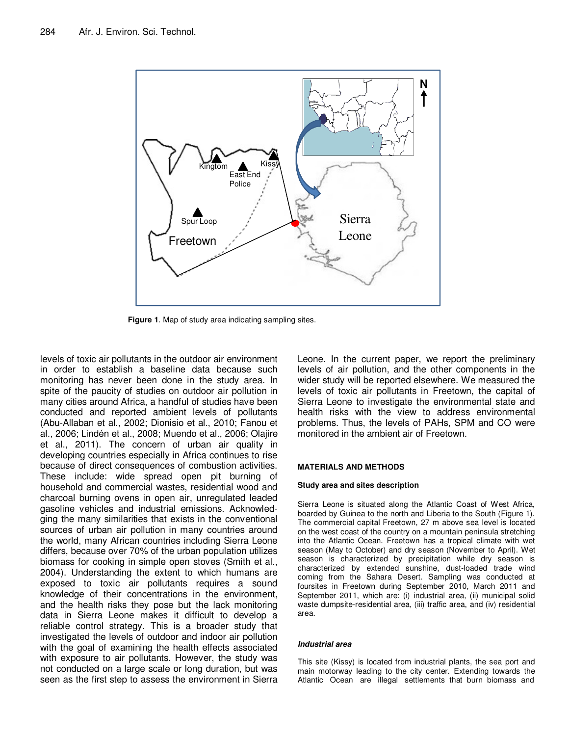**Figure 1**. Map of study area indicating sampling sites.

levels of toxic air pollutants in the outdoor air environment in order to establish a baseline data because such monitoring has never been done in the study area. In spite of the paucity of studies on outdoor air pollution in many cities around Africa, a handful of studies have been conducted and reported ambient levels of pollutants (Abu-Allaban et al., 2002; Dionisio et al., 2010; Fanou et al., 2006; Lindén et al., 2008; Muendo et al., 2006; Olajire et al., 2011). The concern of urban air quality in developing countries especially in Africa continues to rise because of direct consequences of combustion activities. These include: wide spread open pit burning of household and commercial wastes, residential wood and charcoal burning ovens in open air, unregulated leaded gasoline vehicles and industrial emissions. Acknowledging the many similarities that exists in the conventional sources of urban air pollution in many countries around the world, many African countries including Sierra Leone differs, because over 70% of the urban population utilizes biomass for cooking in simple open stoves (Smith et al., 2004). Understanding the extent to which humans are exposed to toxic air pollutants requires a sound knowledge of their concentrations in the environment, and the health risks they pose but the lack monitoring data in Sierra Leone makes it difficult to develop a reliable control strategy. This is a broader study that investigated the levels of outdoor and indoor air pollution with the goal of examining the health effects associated with exposure to air pollutants. However, the study was not conducted on a large scale or long duration, but was seen as the first step to assess the environment in Sierra Leone. In the current paper, we report the preliminary levels of air pollution, and the other components in the wider study will be reported elsewhere. We measured the levels of toxic air pollutants in Freetown, the capital of Sierra Leone to investigate the environmental state and health risks with the view to address environmental problems. Thus, the levels of PAHs, SPM and CO were monitored in the ambient air of Freetown.

## MATERIALS AND METHODS

### Study area and sites description

Sierra Leone is situated along the Atlantic Coast of West Africa, boarded by Guinea to the north and Liberia to the South (Figure 1). The commercial capital Freetown, 27 m above sea level is located on the west coast of the country on a mountain peninsula stretching into the Atlantic Ocean. Freetown has a tropical climate with wet season (May to October) and dry season (November to April). Wet season is characterized by precipitation while dry season is characterized by extended sunshine, dust-loaded trade wind coming from the Sahara Desert. Sampling was conducted at foursites in Freetown during September 2010, March 2011 and September 2011, which are: (i) industrial area, (ii) municipal solid waste dumpsite-residential area, (iii) traffic area, and (iv) residential area.

#### *Industrial area*

This site (Kissy) is located from industrial plants, the sea port and main motorway leading to the city center. Extending towards the Atlantic Ocean are illegal settlements that burn biomass and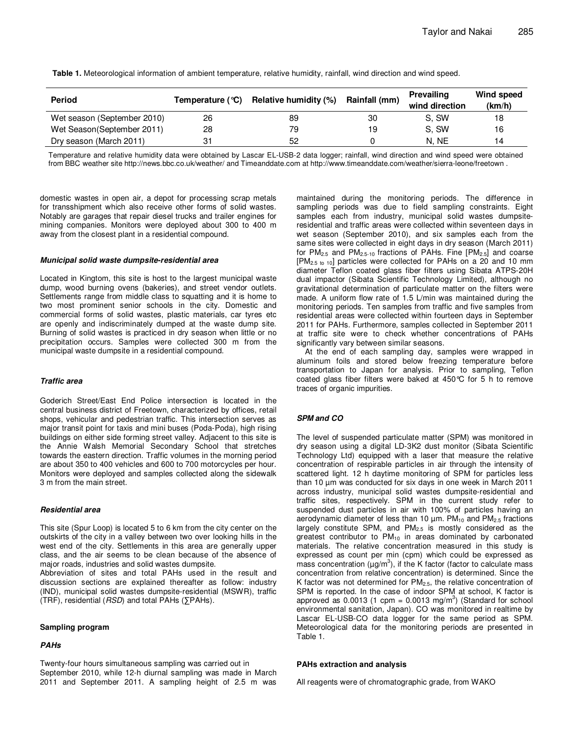**Table 1.** Meteorological information of ambient temperature, relative humidity, rainfall, wind direction and wind speed.

| Period | Temperature (°C) | Relative humidity (%) | Rainfall (mm) | Prevailing wind direction | Wind speed (km/h) |
|---|---|---|---|---|---|
| Wet season (September 2010) | 26 | 89 | 30 | S, SW | 18 |
| Wet Season(September 2011) | 28 | 79 | 19 | S, SW | 16 |
| Dry season (March 2011) | 31 | 52 | 0 | N, NE | 14 |

Temperature and relative humidity data were obtained by Lascar EL-USB-2 data logger; rainfall, wind direction and wind speed were obtained from BBC weather site http://news.bbc.co.uk/weather/ and Timeanddate.com at http://www.timeanddate.com/weather/sierra-leone/freetown .

domestic wastes in open air, a depot for processing scrap metals for transshipment which also receive other forms of solid wastes. Notably are garages that repair diesel trucks and trailer engines for mining companies. Monitors were deployed about 300 to 400 m away from the closest plant in a residential compound.

#### *Municipal solid waste dumpsite-residential area*

Located in Kingtom, this site is host to the largest municipal waste dump, wood burning ovens (bakeries), and street vendor outlets. Settlements range from middle class to squatting and it is home to two most prominent senior schools in the city. Domestic and commercial forms of solid wastes, plastic materials, car tyres etc are openly and indiscriminately dumped at the waste dump site. Burning of solid wastes is practiced in dry season when little or no precipitation occurs. Samples were collected 300 m from the municipal waste dumpsite in a residential compound.

#### *Traffic area*

Goderich Street/East End Police intersection is located in the central business district of Freetown, characterized by offices, retail shops, vehicular and pedestrian traffic. This intersection serves as major transit point for taxis and mini buses (Poda-Poda), high rising buildings on either side forming street valley. Adjacent to this site is the Annie Walsh Memorial Secondary School that stretches towards the eastern direction. Traffic volumes in the morning period are about 350 to 400 vehicles and 600 to 700 motorcycles per hour. Monitors were deployed and samples collected along the sidewalk 3 m from the main street.

#### *Residential area*

This site (Spur Loop) is located 5 to 6 km from the city center on the outskirts of the city in a valley between two over looking hills in the west end of the city. Settlements in this area are generally upper class, and the air seems to be clean because of the absence of major roads, industries and solid wastes dumpsite.

Abbreviation of sites and total PAHs used in the result and discussion sections are explained thereafter as follow: industry (IND), municipal solid wastes dumpsite-residential (MSWR), traffic (TRF), residential (*RSD*) and total PAHs (∑PAHs).

### Sampling program

#### *PAHs*

Twenty-four hours simultaneous sampling was carried out in September 2010, while 12-h diurnal sampling was made in March 2011 and September 2011. A sampling height of 2.5 m was maintained during the monitoring periods. The difference in sampling periods was due to field sampling constraints. Eight samples each from industry, municipal solid wastes dumpsite-residential and traffic areas were collected within seventeen days in wet season (September 2010), and six samples each from the same sites were collected in eight days in dry season (March 2011) for $PM_{2.5}$ and $PM_{2.5\text{-}10}$ fractions of PAHs. Fine [$PM_{2.5}$] and coarse [$PM_{2.5\text{ to }10}$] particles were collected for PAHs on a 20 and 10 mm diameter Teflon coated glass fiber filters using Sibata ATPS-20H dual impactor (Sibata Scientific Technology Limited), although no gravitational determination of particulate matter on the filters were made. A uniform flow rate of 1.5 L/min was maintained during the monitoring periods. Ten samples from traffic and five samples from residential areas were collected within fourteen days in September 2011 for PAHs. Furthermore, samples collected in September 2011 at traffic site were to check whether concentrations of PAHs significantly vary between similar seasons.

At the end of each sampling day, samples were wrapped in aluminum foils and stored below freezing temperature before transportation to Japan for analysis. Prior to sampling, Teflon coated glass fiber filters were baked at 450°C for 5 h to remove traces of organic impurities.

#### *SPM and CO*

The level of suspended particulate matter (SPM) was monitored in dry season using a digital LD-3K2 dust monitor (Sibata Scientific Technology Ltd) equipped with a laser that measure the relative concentration of respirable particles in air through the intensity of scattered light. 12 h daytime monitoring of SPM for particles less than 10 µm was conducted for six days in one week in March 2011 across industry, municipal solid wastes dumpsite-residential and traffic sites, respectively. SPM in the current study refer to suspended dust particles in air with 100% of particles having an aerodynamic diameter of less than 10 µm. $PM_{10}$ and $PM_{2.5}$ fractions largely constitute SPM, and $PM_{2.5}$ is mostly considered as the greatest contributor to $PM_{10}$ in areas dominated by carbonated materials. The relative concentration measured in this study is expressed as count per min (cpm) which could be expressed as mass concentration (µg/m$^3$), if the K factor (factor to calculate mass concentration from relative concentration) is determined. Since the K factor was not determined for $PM_{2.5}$, the relative concentration of SPM is reported. In the case of indoor SPM at school, K factor is approved as 0.0013 (1 cpm = 0.0013 mg/m$^3$) (Standard for school environmental sanitation, Japan). CO was monitored in realtime by Lascar EL-USB-CO data logger for the same period as SPM. Meteorological data for the monitoring periods are presented in Table 1.

### PAHs extraction and analysis

All reagents were of chromatographic grade, from WAKO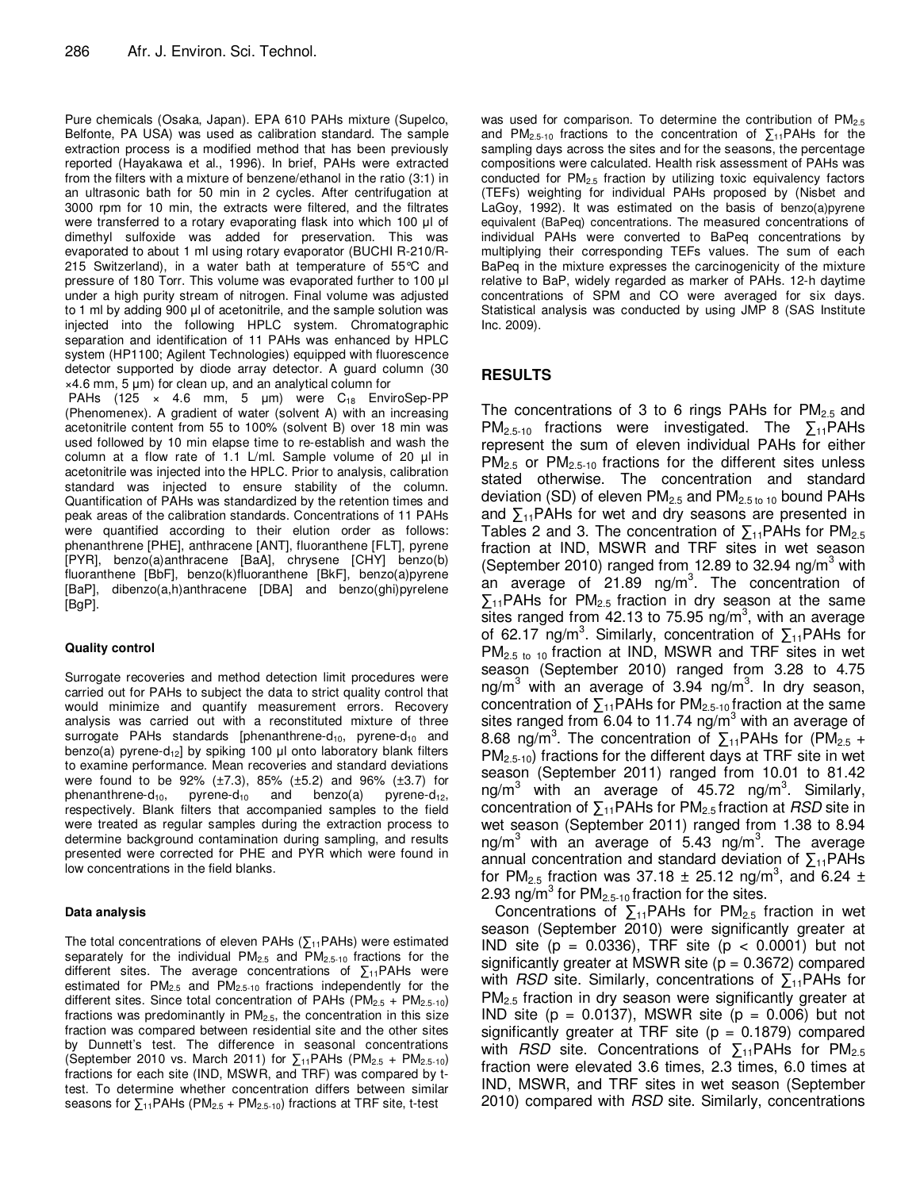Pure chemicals (Osaka, Japan). EPA 610 PAHs mixture (Supelco, Belfonte, PA USA) was used as calibration standard. The sample extraction process is a modified method that has been previously reported (Hayakawa et al., 1996). In brief, PAHs were extracted from the filters with a mixture of benzene/ethanol in the ratio (3:1) in an ultrasonic bath for 50 min in 2 cycles. After centrifugation at 3000 rpm for 10 min, the extracts were filtered, and the filtrates were transferred to a rotary evaporating flask into which 100 µl of dimethyl sulfoxide was added for preservation. This was evaporated to about 1 ml using rotary evaporator (BUCHI R-210/R-215 Switzerland), in a water bath at temperature of 55°C and pressure of 180 Torr. This volume was evaporated further to 100 µl under a high purity stream of nitrogen. Final volume was adjusted to 1 ml by adding 900 µl of acetonitrile, and the sample solution was injected into the following HPLC system. Chromatographic separation and identification of 11 PAHs was enhanced by HPLC system (HP1100; Agilent Technologies) equipped with fluorescence detector supported by diode array detector. A guard column (30 ×4.6 mm, 5 µm) for clean up, and an analytical column for PAHs (125 × 4.6 mm, 5 µm) were $C_{18}$ EnviroSep-PP (Phenomenex). A gradient of water (solvent A) with an increasing acetonitrile content from 55 to 100% (solvent B) over 18 min was used followed by 10 min elapse time to re-establish and wash the column at a flow rate of 1.1 L/ml. Sample volume of 20 µl in acetonitrile was injected into the HPLC. Prior to analysis, calibration standard was injected to ensure stability of the column. Quantification of PAHs was standardized by the retention times and peak areas of the calibration standards. Concentrations of 11 PAHs were quantified according to their elution order as follows: phenanthrene [PHE], anthracene [ANT], fluoranthene [FLT], pyrene [PYR], benzo(a)anthracene [BaA], chrysene [CHY] benzo(b) fluoranthene [BbF], benzo(k)fluoranthene [BkF], benzo(a)pyrene [BaP], dibenzo(a,h)anthracene [DBA] and benzo(ghi)pyrelene [BgP].

### Quality control

Surrogate recoveries and method detection limit procedures were carried out for PAHs to subject the data to strict quality control that would minimize and quantify measurement errors. Recovery analysis was carried out with a reconstituted mixture of three surrogate PAHs standards [phenanthrene-$d_{10}$, pyrene-$d_{10}$ and benzo(a) pyrene-$d_{12}$] by spiking 100 µl onto laboratory blank filters to examine performance. Mean recoveries and standard deviations were found to be 92% (±7.3), 85% (±5.2) and 96% (±3.7) for phenanthrene-$d_{10}$, pyrene-$d_{10}$ and benzo(a) pyrene-$d_{12}$, respectively. Blank filters that accompanied samples to the field were treated as regular samples during the extraction process to determine background contamination during sampling, and results presented were corrected for PHE and PYR which were found in low concentrations in the field blanks.

### Data analysis

The total concentrations of eleven PAHs ($\sum_{11}$PAHs) were estimated separately for the individual $PM_{2.5}$ and $PM_{2.5\text{-}10}$ fractions for the different sites. The average concentrations of $\sum_{11}$PAHs were estimated for $PM_{2.5}$ and $PM_{2.5\text{-}10}$ fractions independently for the different sites. Since total concentration of PAHs ($PM_{2.5}$ + $PM_{2.5\text{-}10}$) fractions was predominantly in $PM_{2.5}$, the concentration in this size fraction was compared between residential site and the other sites by Dunnett's test. The difference in seasonal concentrations (September 2010 vs. March 2011) for $\sum_{11}$PAHs ($PM_{2.5}$ + $PM_{2.5\text{-}10}$) fractions for each site (IND, MSWR, and TRF) was compared by t-test. To determine whether concentration differs between similar seasons for $\sum_{11}$PAHs ($PM_{2.5}$ + $PM_{2.5\text{-}10}$) fractions at TRF site, t-test was used for comparison. To determine the contribution of $PM_{2.5}$ and $PM_{2.5\text{-}10}$ fractions to the concentration of $\sum_{11}$PAHs for the sampling days across the sites and for the seasons, the percentage compositions were calculated. Health risk assessment of PAHs was conducted for $PM_{2.5}$ fraction by utilizing toxic equivalency factors (TEFs) weighting for individual PAHs proposed by (Nisbet and LaGoy, 1992). It was estimated on the basis of benzo(a)pyrene equivalent (BaPeq) concentrations. The measured concentrations of individual PAHs were converted to BaPeq concentrations by multiplying their corresponding TEFs values. The sum of each BaPeq in the mixture expresses the carcinogenicity of the mixture relative to BaP, widely regarded as marker of PAHs. 12-h daytime concentrations of SPM and CO were averaged for six days. Statistical analysis was conducted by using JMP 8 (SAS Institute Inc. 2009).

## RESULTS

The concentrations of 3 to 6 rings PAHs for $PM_{2.5}$ and $PM_{2.5\text{-}10}$ fractions were investigated. The $\sum_{11}$PAHs represent the sum of eleven individual PAHs for either $PM_{2.5}$ or $PM_{2.5\text{-}10}$ fractions for the different sites unless stated otherwise. The concentration and standard deviation (SD) of eleven $PM_{2.5}$ and $PM_{2.5 \text{ to } 10}$ bound PAHs and $\sum_{11}$PAHs for wet and dry seasons are presented in Tables 2 and 3. The concentration of $\sum_{11}$PAHs for $PM_{2.5}$ fraction at IND, MSWR and TRF sites in wet season (September 2010) ranged from 12.89 to 32.94 ng/m$^3$ with an average of 21.89 ng/m$^3$. The concentration of $\sum_{11}$PAHs for $PM_{2.5}$ fraction in dry season at the same sites ranged from 42.13 to 75.95 ng/m$^3$, with an average of 62.17 ng/m$^3$. Similarly, concentration of $\sum_{11}$PAHs for $PM_{2.5 \text{ to } 10}$ fraction at IND, MSWR and TRF sites in wet season (September 2010) ranged from 3.28 to 4.75 ng/m$^3$ with an average of 3.94 ng/m$^3$. In dry season, concentration of $\sum_{11}$PAHs for $PM_{2.5\text{-}10}$ fraction at the same sites ranged from 6.04 to 11.74 ng/m$^3$ with an average of 8.68 ng/m$^3$. The concentration of $\sum_{11}$PAHs for ($PM_{2.5}$ + $PM_{2.5\text{-}10}$) fractions for the different days at TRF site in wet season (September 2011) ranged from 10.01 to 81.42 ng/m$^3$ with an average of 45.72 ng/m$^3$. Similarly, concentration of $\sum_{11}$PAHs for $PM_{2.5}$ fraction at *RSD* site in wet season (September 2011) ranged from 1.38 to 8.94 ng/m$^3$ with an average of 5.43 ng/m$^3$. The average annual concentration and standard deviation of $\sum_{11}$PAHs for $PM_{2.5}$ fraction was 37.18 ± 25.12 ng/m$^3$, and 6.24 ± 2.93 ng/m$^3$ for $PM_{2.5\text{-}10}$ fraction for the sites.

Concentrations of $\sum_{11}$PAHs for $PM_{2.5}$ fraction in wet season (September 2010) were significantly greater at IND site ($p = 0.0336$), TRF site ($p < 0.0001$) but not significantly greater at MSWR site ($p = 0.3672$) compared with *RSD* site. Similarly, concentrations of $\sum_{11}$PAHs for $PM_{2.5}$ fraction in dry season were significantly greater at IND site ($p = 0.0137$), MSWR site ($p = 0.006$) but not significantly greater at TRF site ($p = 0.1879$) compared with *RSD* site. Concentrations of $\sum_{11}$PAHs for $PM_{2.5}$ fraction were elevated 3.6 times, 2.3 times, 6.0 times at IND, MSWR, and TRF sites in wet season (September 2010) compared with *RSD* site. Similarly, concentrations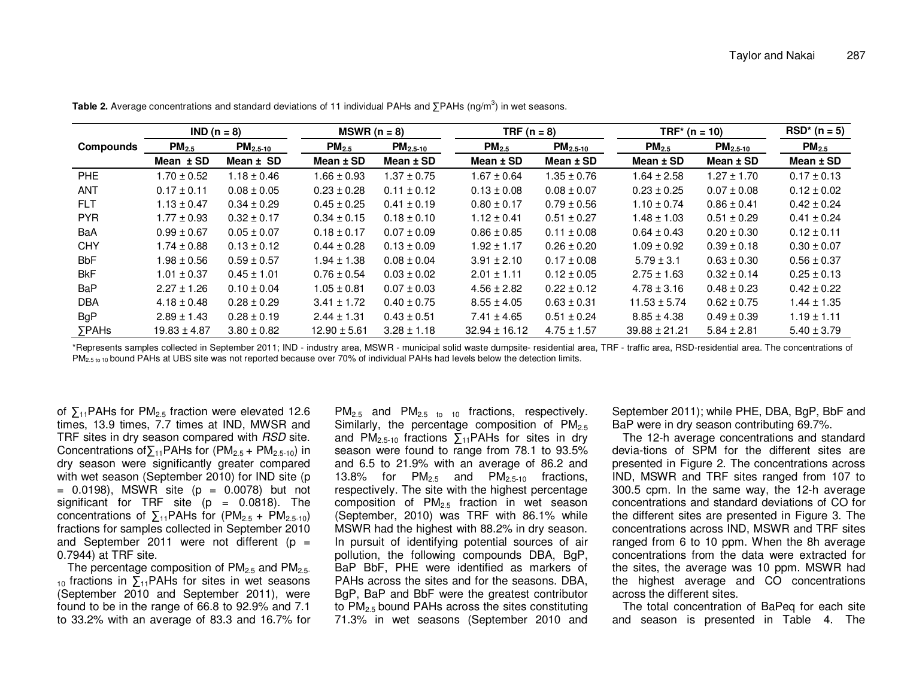**Table 2.** Average concentrations and standard deviations of 11 individual PAHs and ∑PAHs (ng/m$^3$) in wet seasons.

| Compounds | IND (n = 8) | | MSWR (n = 8) | | TRF (n = 8) | | TRF* (n = 10) | | RSD* (n = 5) |
|---|---|---|---|---|---|---|---|---|---|
| | $PM_{2.5}$ | $PM_{2.5\text{-}10}$ | $PM_{2.5}$ | $PM_{2.5\text{-}10}$ | $PM_{2.5}$ | $PM_{2.5\text{-}10}$ | $PM_{2.5}$ | $PM_{2.5\text{-}10}$ | $PM_{2.5}$ |
| | Mean ± SD | Mean ± SD | Mean ± SD | Mean ± SD | Mean ± SD | Mean ± SD | Mean ± SD | Mean ± SD | Mean ± SD |
| PHE | 1.70 ± 0.52 | 1.18 ± 0.46 | 1.66 ± 0.93 | 1.37 ± 0.75 | 1.67 ± 0.64 | 1.35 ± 0.76 | 1.64 ± 2.58 | 1.27 ± 1.70 | 0.17 ± 0.13 |
| ANT | 0.17 ± 0.11 | 0.08 ± 0.05 | 0.23 ± 0.28 | 0.11 ± 0.12 | 0.13 ± 0.08 | 0.08 ± 0.07 | 0.23 ± 0.25 | 0.07 ± 0.08 | 0.12 ± 0.02 |
| FLT | 1.13 ± 0.47 | 0.34 ± 0.29 | 0.45 ± 0.25 | 0.41 ± 0.19 | 0.80 ± 0.17 | 0.79 ± 0.56 | 1.10 ± 0.74 | 0.86 ± 0.41 | 0.42 ± 0.24 |
| PYR | 1.77 ± 0.93 | 0.32 ± 0.17 | 0.34 ± 0.15 | 0.18 ± 0.10 | 1.12 ± 0.41 | 0.51 ± 0.27 | 1.48 ± 1.03 | 0.51 ± 0.29 | 0.41 ± 0.24 |
| BaA | 0.99 ± 0.67 | 0.05 ± 0.07 | 0.18 ± 0.17 | 0.07 ± 0.09 | 0.86 ± 0.85 | 0.11 ± 0.08 | 0.64 ± 0.43 | 0.20 ± 0.30 | 0.12 ± 0.11 |
| CHY | 1.74 ± 0.88 | 0.13 ± 0.12 | 0.44 ± 0.28 | 0.13 ± 0.09 | 1.92 ± 1.17 | 0.26 ± 0.20 | 1.09 ± 0.92 | 0.39 ± 0.18 | 0.30 ± 0.07 |
| BbF | 1.98 ± 0.56 | 0.59 ± 0.57 | 1.94 ± 1.38 | 0.08 ± 0.04 | 3.91 ± 2.10 | 0.17 ± 0.08 | 5.79 ± 3.1 | 0.63 ± 0.30 | 0.56 ± 0.37 |
| BkF | 1.01 ± 0.37 | 0.45 ± 1.01 | 0.76 ± 0.54 | 0.03 ± 0.02 | 2.01 ± 1.11 | 0.12 ± 0.05 | 2.75 ± 1.63 | 0.32 ± 0.14 | 0.25 ± 0.13 |
| BaP | 2.27 ± 1.26 | 0.10 ± 0.04 | 1.05 ± 0.81 | 0.07 ± 0.03 | 4.56 ± 2.82 | 0.22 ± 0.12 | 4.78 ± 3.16 | 0.48 ± 0.23 | 0.42 ± 0.22 |
| DBA | 4.18 ± 0.48 | 0.28 ± 0.29 | 3.41 ± 1.72 | 0.40 ± 0.75 | 8.55 ± 4.05 | 0.63 ± 0.31 | 11.53 ± 5.74 | 0.62 ± 0.75 | 1.44 ± 1.35 |
| BgP | 2.89 ± 1.43 | 0.28 ± 0.19 | 2.44 ± 1.31 | 0.43 ± 0.51 | 7.41 ± 4.65 | 0.51 ± 0.24 | 8.85 ± 4.38 | 0.49 ± 0.39 | 1.19 ± 1.11 |
| ∑PAHs | 19.83 ± 4.87 | 3.80 ± 0.82 | 12.90 ± 5.61 | 3.28 ± 1.18 | 32.94 ± 16.12 | 4.75 ± 1.57 | 39.88 ± 21.21 | 5.84 ± 2.81 | 5.40 ± 3.79 |

*Represents samples collected in September 2011; IND - industry area, MSWR - municipal solid waste dumpsite- residential area, TRF - traffic area, RSD-residential area. The concentrations of $PM_{2.5\text{ to }10}$ bound PAHs at UBS site was not reported because over 70% of individual PAHs had levels below the detection limits.

of $\sum_{11}$PAHs for $PM_{2.5}$ fraction were elevated 12.6 times, 13.9 times, 7.7 times at IND, MWSR and TRF sites in dry season compared with *RSD* site. Concentrations of $\sum_{11}$PAHs for ($PM_{2.5}$ + $PM_{2.5\text{-}10}$) in dry season were significantly greater compared with wet season (September 2010) for IND site ($p = 0.0198$), MSWR site ($p = 0.0078$) but not significant for TRF site ($p = 0.0818$). The concentrations of $\sum_{11}$PAHs for ($PM_{2.5}$ + $PM_{2.5\text{-}10}$) fractions for samples collected in September 2010 and September 2011 were not different ($p = 0.7944$) at TRF site.

The percentage composition of $PM_{2.5}$ and $PM_{2.5\text{-}10}$ fractions in $\sum_{11}$PAHs for sites in wet seasons (September 2010 and September 2011), were found to be in the range of 66.8 to 92.9% and 7.1 to 33.2% with an average of 83.3 and 16.7% for $PM_{2.5}$ and $PM_{2.5\text{ to }10}$ fractions, respectively. Similarly, the percentage composition of $PM_{2.5}$ and $PM_{2.5\text{-}10}$ fractions $\sum_{11}$PAHs for sites in dry season were found to range from 78.1 to 93.5% and 6.5 to 21.9% with an average of 86.2 and 13.8% for $PM_{2.5}$ and $PM_{2.5\text{-}10}$ fractions, respectively. The site with the highest percentage composition of $PM_{2.5}$ fraction in wet season (September, 2010) was TRF with 86.1% while MSWR had the highest with 88.2% in dry season. In pursuit of identifying potential sources of air pollution, the following compounds DBA, BgP, BaP BbF, PHE were identified as markers of PAHs across the sites and for the seasons. DBA, BgP, BaP and BbF were the greatest contributor to $PM_{2.5}$ bound PAHs across the sites constituting 71.3% in wet seasons (September 2010 and September 2011); while PHE, DBA, BgP, BbF and BaP were in dry season contributing 69.7%.

The 12-h average concentrations and standard devia-tions of SPM for the different sites are presented in Figure 2. The concentrations across IND, MSWR and TRF sites ranged from 107 to 300.5 cpm. In the same way, the 12-h average concentrations and standard deviations of CO for the different sites are presented in Figure 3. The concentrations across IND, MSWR and TRF sites ranged from 6 to 10 ppm. When the 8h average concentrations from the data were extracted for the sites, the average was 10 ppm. MSWR had the highest average and CO concentrations across the different sites.

The total concentration of BaPeq for each site and season is presented in Table 4. The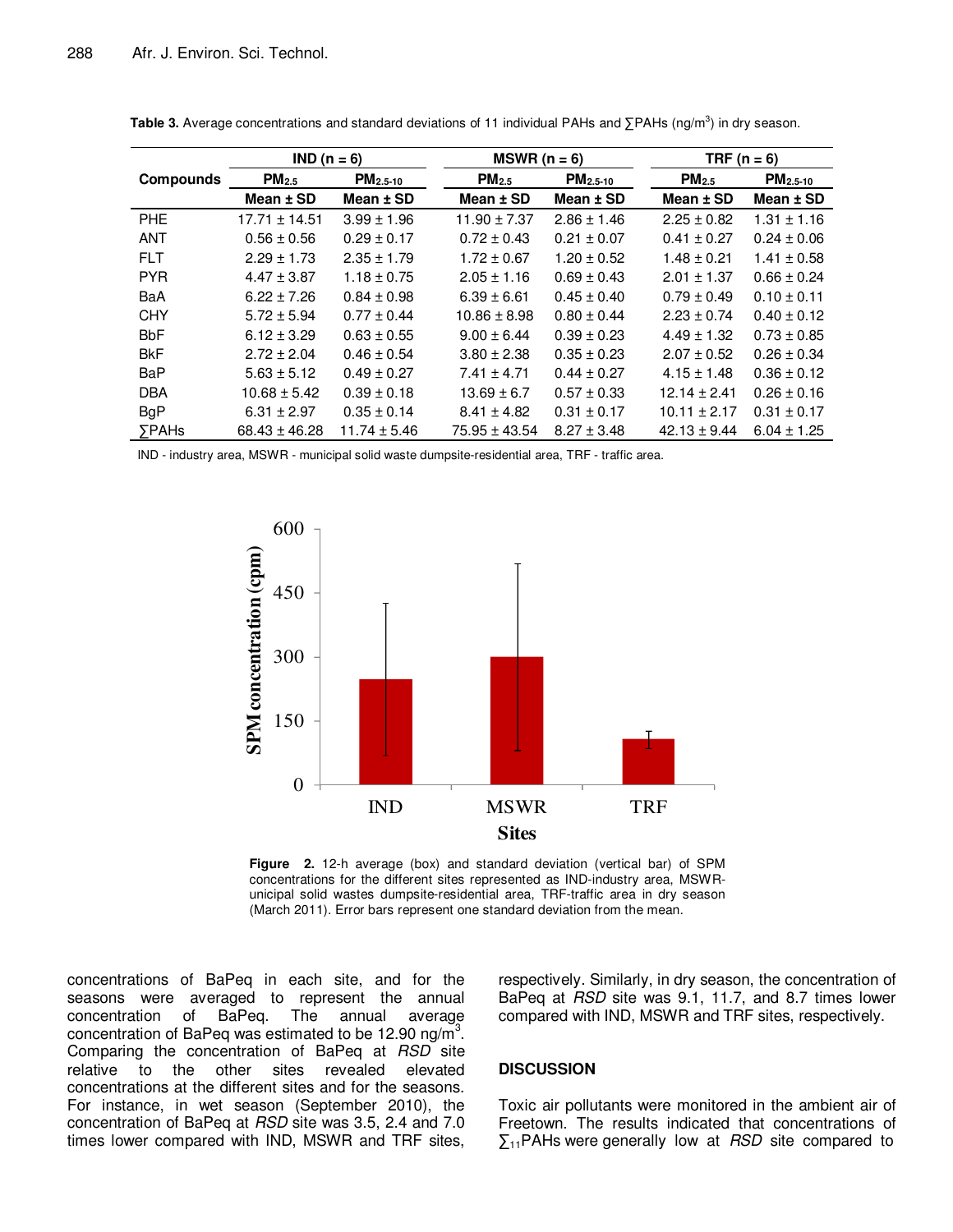**Table 3.** Average concentrations and standard deviations of 11 individual PAHs and ∑PAHs (ng/m$^3$) in dry season.

| Compounds | IND (n = 6) | | MSWR (n = 6) | | TRF (n = 6) | |
|---|---|---|---|---|---|---|
| | $PM_{2.5}$ | $PM_{2.5-10}$ | $PM_{2.5}$ | $PM_{2.5-10}$ | $PM_{2.5}$ | $PM_{2.5-10}$ |
| | Mean ± SD | Mean ± SD | Mean ± SD | Mean ± SD | Mean ± SD | Mean ± SD |
| PHE | 17.71 ± 14.51 | 3.99 ± 1.96 | 11.90 ± 7.37 | 2.86 ± 1.46 | 2.25 ± 0.82 | 1.31 ± 1.16 |
| ANT | 0.56 ± 0.56 | 0.29 ± 0.17 | 0.72 ± 0.43 | 0.21 ± 0.07 | 0.41 ± 0.27 | 0.24 ± 0.06 |
| FLT | 2.29 ± 1.73 | 2.35 ± 1.79 | 1.72 ± 0.67 | 1.20 ± 0.52 | 1.48 ± 0.21 | 1.41 ± 0.58 |
| PYR | 4.47 ± 3.87 | 1.18 ± 0.75 | 2.05 ± 1.16 | 0.69 ± 0.43 | 2.01 ± 1.37 | 0.66 ± 0.24 |
| BaA | 6.22 ± 7.26 | 0.84 ± 0.98 | 6.39 ± 6.61 | 0.45 ± 0.40 | 0.79 ± 0.49 | 0.10 ± 0.11 |
| CHY | 5.72 ± 5.94 | 0.77 ± 0.44 | 10.86 ± 8.98 | 0.80 ± 0.44 | 2.23 ± 0.74 | 0.40 ± 0.12 |
| BbF | 6.12 ± 3.29 | 0.63 ± 0.55 | 9.00 ± 6.44 | 0.39 ± 0.23 | 4.49 ± 1.32 | 0.73 ± 0.85 |
| BkF | 2.72 ± 2.04 | 0.46 ± 0.54 | 3.80 ± 2.38 | 0.35 ± 0.23 | 2.07 ± 0.52 | 0.26 ± 0.34 |
| BaP | 5.63 ± 5.12 | 0.49 ± 0.27 | 7.41 ± 4.71 | 0.44 ± 0.27 | 4.15 ± 1.48 | 0.36 ± 0.12 |
| DBA | 10.68 ± 5.42 | 0.39 ± 0.18 | 13.69 ± 6.7 | 0.57 ± 0.33 | 12.14 ± 2.41 | 0.26 ± 0.16 |
| BgP | 6.31 ± 2.97 | 0.35 ± 0.14 | 8.41 ± 4.82 | 0.31 ± 0.17 | 10.11 ± 2.17 | 0.31 ± 0.17 |
| ∑PAHs | 68.43 ± 46.28 | 11.74 ± 5.46 | 75.95 ± 43.54 | 8.27 ± 3.48 | 42.13 ± 9.44 | 6.04 ± 1.25 |

IND - industry area, MSWR - municipal solid waste dumpsite-residential area, TRF - traffic area.

**Figure 2.** 12-h average (box) and standard deviation (vertical bar) of SPM concentrations for the different sites represented as IND-industry area, MSWR-unicipal solid wastes dumpsite-residential area, TRF-traffic area in dry season (March 2011). Error bars represent one standard deviation from the mean.

concentrations of BaPeq in each site, and for the seasons were averaged to represent the annual concentration of BaPeq. The annual average concentration of BaPeq was estimated to be 12.90 ng/m$^3$. Comparing the concentration of BaPeq at *RSD* site relative to the other sites revealed elevated concentrations at the different sites and for the seasons. For instance, in wet season (September 2010), the concentration of BaPeq at *RSD* site was 3.5, 2.4 and 7.0 times lower compared with IND, MSWR and TRF sites, respectively. Similarly, in dry season, the concentration of BaPeq at *RSD* site was 9.1, 11.7, and 8.7 times lower compared with IND, MSWR and TRF sites, respectively.

## DISCUSSION

Toxic air pollutants were monitored in the ambient air of Freetown. The results indicated that concentrations of $\sum_{11}$PAHs were generally low at *RSD* site compared to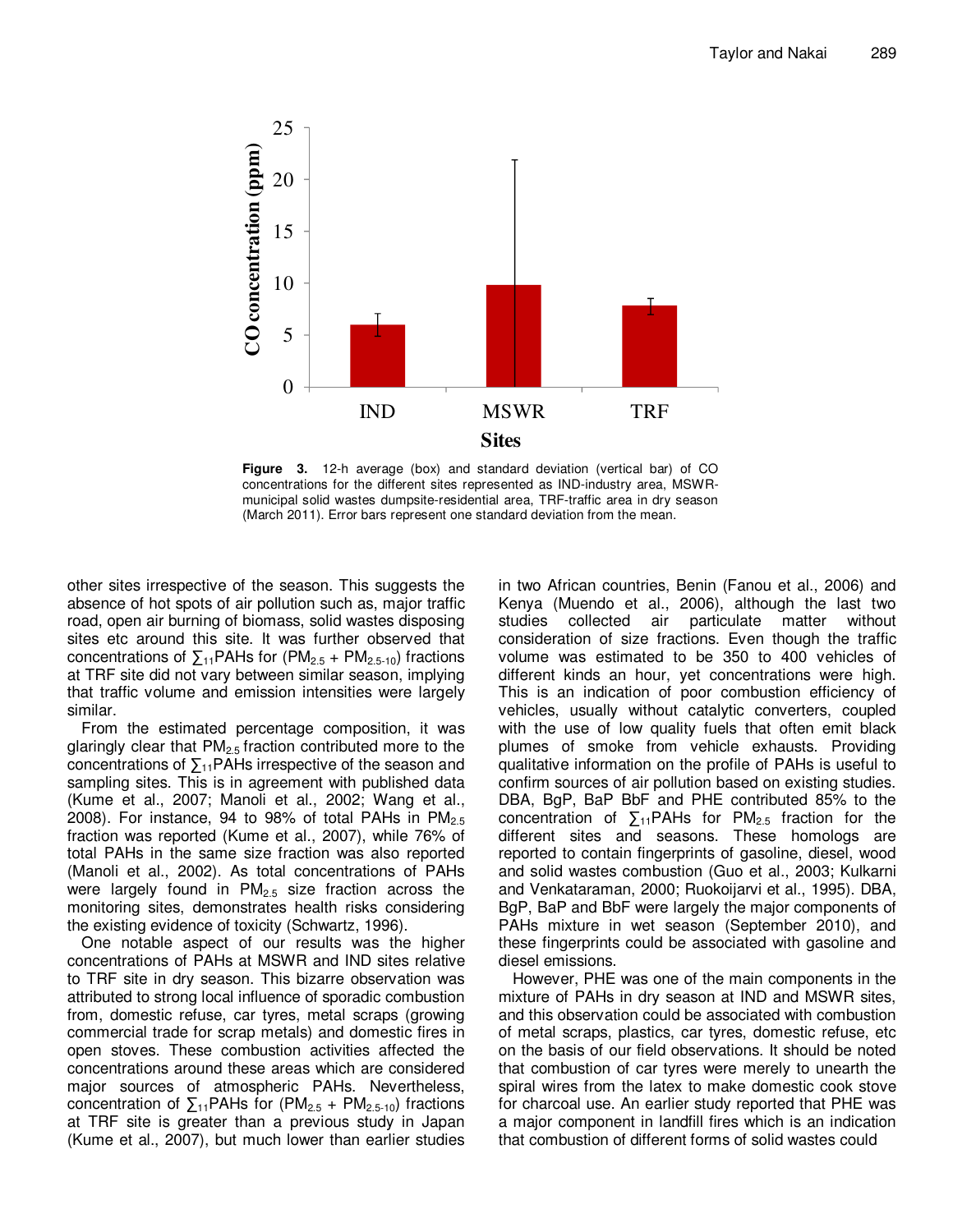Figure 3. 12-h average (box) and standard deviation (vertical bar) of CO concentrations for the different sites represented as IND-industry area, MSWR-municipal solid wastes dumpsite-residential area, TRF-traffic area in dry season (March 2011). Error bars represent one standard deviation from the mean.

other sites irrespective of the season. This suggests the absence of hot spots of air pollution such as, major traffic road, open air burning of biomass, solid wastes disposing sites etc around this site. It was further observed that concentrations of $\sum_{11}$PAHs for ($PM_{2.5}$ + $PM_{2.5\text{-}10}$) fractions at TRF site did not vary between similar season, implying that traffic volume and emission intensities were largely similar.

From the estimated percentage composition, it was glaringly clear that $PM_{2.5}$ fraction contributed more to the concentrations of $\sum_{11}$PAHs irrespective of the season and sampling sites. This is in agreement with published data (Kume et al., 2007; Manoli et al., 2002; Wang et al., 2008). For instance, 94 to 98% of total PAHs in $PM_{2.5}$ fraction was reported (Kume et al., 2007), while 76% of total PAHs in the same size fraction was also reported (Manoli et al., 2002). As total concentrations of PAHs were largely found in $PM_{2.5}$ size fraction across the monitoring sites, demonstrates health risks considering the existing evidence of toxicity (Schwartz, 1996).

One notable aspect of our results was the higher concentrations of PAHs at MSWR and IND sites relative to TRF site in dry season. This bizarre observation was attributed to strong local influence of sporadic combustion from, domestic refuse, car tyres, metal scraps (growing commercial trade for scrap metals) and domestic fires in open stoves. These combustion activities affected the concentrations around these areas which are considered major sources of atmospheric PAHs. Nevertheless, concentration of $\sum_{11}$PAHs for ($PM_{2.5}$ + $PM_{2.5\text{-}10}$) fractions at TRF site is greater than a previous study in Japan (Kume et al., 2007), but much lower than earlier studies in two African countries, Benin (Fanou et al., 2006) and Kenya (Muendo et al., 2006), although the last two studies collected air particulate matter without consideration of size fractions. Even though the traffic volume was estimated to be 350 to 400 vehicles of different kinds an hour, yet concentrations were high. This is an indication of poor combustion efficiency of vehicles, usually without catalytic converters, coupled with the use of low quality fuels that often emit black plumes of smoke from vehicle exhausts. Providing qualitative information on the profile of PAHs is useful to confirm sources of air pollution based on existing studies. DBA, BgP, BaP BbF and PHE contributed 85% to the concentration of $\sum_{11}$PAHs for $PM_{2.5}$ fraction for the different sites and seasons. These homologs are reported to contain fingerprints of gasoline, diesel, wood and solid wastes combustion (Guo et al., 2003; Kulkarni and Venkataraman, 2000; Ruokoijarvi et al., 1995). DBA, BgP, BaP and BbF were largely the major components of PAHs mixture in wet season (September 2010), and these fingerprints could be associated with gasoline and diesel emissions.

However, PHE was one of the main components in the mixture of PAHs in dry season at IND and MSWR sites, and this observation could be associated with combustion of metal scraps, plastics, car tyres, domestic refuse, etc on the basis of our field observations. It should be noted that combustion of car tyres were merely to unearth the spiral wires from the latex to make domestic cook stove for charcoal use. An earlier study reported that PHE was a major component in landfill fires which is an indication that combustion of different forms of solid wastes could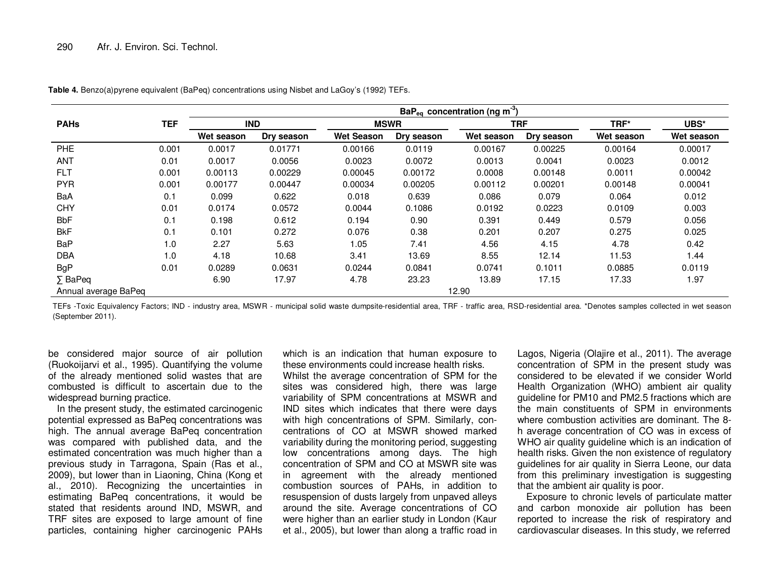**Table 4.** Benzo(a)pyrene equivalent (BaPeq) concentrations using Nisbet and LaGoy's (1992) TEFs.

| PAHs | TEF | $BaP_{eq}$ concentration (ng $m^{-3}$) | | | | | | | |
|---|---|---|---|---|---|---|---|---|---|
| | | IND | | MSWR | | TRF | | TRF* | UBS* |
| | | Wet season | Dry season | Wet Season | Dry season | Wet season | Dry season | Wet season | Wet season |
| PHE | 0.001 | 0.0017 | 0.01771 | 0.00166 | 0.0119 | 0.00167 | 0.00225 | 0.00164 | 0.00017 |
| ANT | 0.01 | 0.0017 | 0.0056 | 0.0023 | 0.0072 | 0.0013 | 0.0041 | 0.0023 | 0.0012 |
| FLT | 0.001 | 0.00113 | 0.00229 | 0.00045 | 0.00172 | 0.0008 | 0.00148 | 0.0011 | 0.00042 |
| PYR | 0.001 | 0.00177 | 0.00447 | 0.00034 | 0.00205 | 0.00112 | 0.00201 | 0.00148 | 0.00041 |
| BaA | 0.1 | 0.099 | 0.622 | 0.018 | 0.639 | 0.086 | 0.079 | 0.064 | 0.012 |
| CHY | 0.01 | 0.0174 | 0.0572 | 0.0044 | 0.1086 | 0.0192 | 0.0223 | 0.0109 | 0.003 |
| BbF | 0.1 | 0.198 | 0.612 | 0.194 | 0.90 | 0.391 | 0.449 | 0.579 | 0.056 |
| BkF | 0.1 | 0.101 | 0.272 | 0.076 | 0.38 | 0.201 | 0.207 | 0.275 | 0.025 |
| BaP | 1.0 | 2.27 | 5.63 | 1.05 | 7.41 | 4.56 | 4.15 | 4.78 | 0.42 |
| DBA | 1.0 | 4.18 | 10.68 | 3.41 | 13.69 | 8.55 | 12.14 | 11.53 | 1.44 |
| BgP | 0.01 | 0.0289 | 0.0631 | 0.0244 | 0.0841 | 0.0741 | 0.1011 | 0.0885 | 0.0119 |
| ∑ BaPeq | | 6.90 | 17.97 | 4.78 | 23.23 | 13.89 | 17.15 | 17.33 | 1.97 |
| Annual average BaPeq | | 12.90 | | | | | | | |

TEFs -Toxic Equivalency Factors; IND - industry area, MSWR - municipal solid waste dumpsite-residential area, TRF - traffic area, RSD-residential area. *Denotes samples collected in wet season (September 2011).

be considered major source of air pollution (Ruokoijarvi et al., 1995). Quantifying the volume of the already mentioned solid wastes that are combusted is difficult to ascertain due to the widespread burning practice.

In the present study, the estimated carcinogenic potential expressed as BaPeq concentrations was high. The annual average BaPeq concentration was compared with published data, and the estimated concentration was much higher than a previous study in Tarragona, Spain (Ras et al., 2009), but lower than in Liaoning, China (Kong et al., 2010). Recognizing the uncertainties in estimating BaPeq concentrations, it would be stated that residents around IND, MSWR, and TRF sites are exposed to large amount of fine particles, containing higher carcinogenic PAHs which is an indication that human exposure to these environments could increase health risks.

Whilst the average concentration of SPM for the sites was considered high, there was large variability of SPM concentrations at MSWR and IND sites which indicates that there were days with high concentrations of SPM. Similarly, concentrations of CO at MSWR showed marked variability during the monitoring period, suggesting low concentrations among days. The high concentration of SPM and CO at MSWR site was in agreement with the already mentioned combustion sources of PAHs, in addition to resuspension of dusts largely from unpaved alleys around the site. Average concentrations of CO were higher than an earlier study in London (Kaur et al., 2005), but lower than along a traffic road in Lagos, Nigeria (Olajire et al., 2011). The average concentration of SPM in the present study was considered to be elevated if we consider World Health Organization (WHO) ambient air quality guideline for PM10 and PM2.5 fractions which are the main constituents of SPM in environments where combustion activities are dominant. The 8-h average concentration of CO was in excess of WHO air quality guideline which is an indication of health risks. Given the non existence of regulatory guidelines for air quality in Sierra Leone, our data from this preliminary investigation is suggesting that the ambient air quality is poor.

Exposure to chronic levels of particulate matter and carbon monoxide air pollution has been reported to increase the risk of respiratory and cardiovascular diseases. In this study, we referred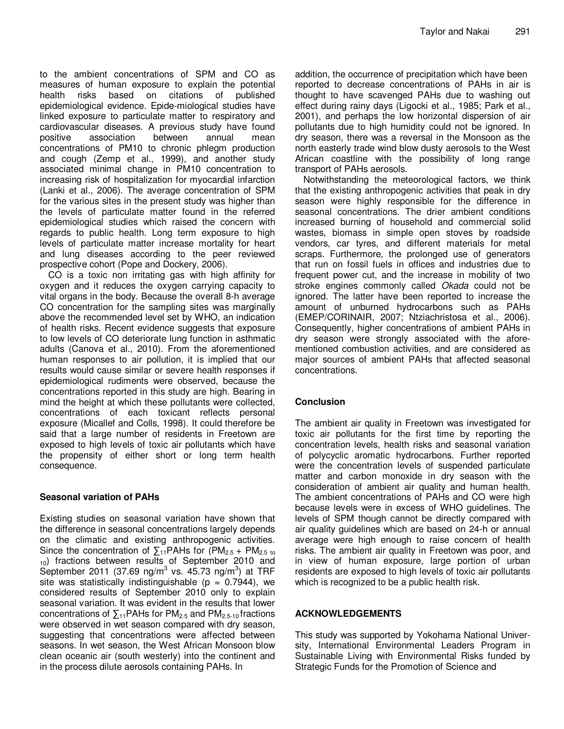to the ambient concentrations of SPM and CO as measures of human exposure to explain the potential health risks based on citations of published epidemiological evidence. Epide-miological studies have linked exposure to particulate matter to respiratory and cardiovascular diseases. A previous study have found positive association between annual mean concentrations of PM10 to chronic phlegm production and cough (Zemp et al., 1999), and another study associated minimal change in PM10 concentration to increasing risk of hospitalization for myocardial infarction (Lanki et al., 2006). The average concentration of SPM for the various sites in the present study was higher than the levels of particulate matter found in the referred epidemiological studies which raised the concern with regards to public health. Long term exposure to high levels of particulate matter increase mortality for heart and lung diseases according to the peer reviewed prospective cohort (Pope and Dockery, 2006).

CO is a toxic non irritating gas with high affinity for oxygen and it reduces the oxygen carrying capacity to vital organs in the body. Because the overall 8-h average CO concentration for the sampling sites was marginally above the recommended level set by WHO, an indication of health risks. Recent evidence suggests that exposure to low levels of CO deteriorate lung function in asthmatic adults (Canova et al., 2010). From the aforementioned human responses to air pollution, it is implied that our results would cause similar or severe health responses if epidemiological rudiments were observed, because the concentrations reported in this study are high. Bearing in mind the height at which these pollutants were collected, concentrations of each toxicant reflects personal exposure (Micallef and Colls, 1998). It could therefore be said that a large number of residents in Freetown are exposed to high levels of toxic air pollutants which have the propensity of either short or long term health consequence.

## Seasonal variation of PAHs

Existing studies on seasonal variation have shown that the difference in seasonal concentrations largely depends on the climatic and existing anthropogenic activities. Since the concentration of $\sum_{11}$PAHs for ($PM_{2.5}$ + $PM_{2.5\text{ to }10}$) fractions between results of September 2010 and September 2011 (37.69 ng/m$^3$ vs. 45.73 ng/m$^3$) at TRF site was statistically indistinguishable ($p = 0.7944$), we considered results of September 2010 only to explain seasonal variation. It was evident in the results that lower concentrations of $\sum_{11}$PAHs for $PM_{2.5}$ and $PM_{2.5\text{-}10}$ fractions were observed in wet season compared with dry season, suggesting that concentrations were affected between seasons. In wet season, the West African Monsoon blow clean oceanic air (south westerly) into the continent and in the process dilute aerosols containing PAHs. In addition, the occurrence of precipitation which have been reported to decrease concentrations of PAHs in air is thought to have scavenged PAHs due to washing out effect during rainy days (Ligocki et al., 1985; Park et al., 2001), and perhaps the low horizontal dispersion of air pollutants due to high humidity could not be ignored. In dry season, there was a reversal in the Monsoon as the north easterly trade wind blow dusty aerosols to the West African coastline with the possibility of long range transport of PAHs aerosols.

Notwithstanding the meteorological factors, we think that the existing anthropogenic activities that peak in dry season were highly responsible for the difference in seasonal concentrations. The drier ambient conditions increased burning of household and commercial solid wastes, biomass in simple open stoves by roadside vendors, car tyres, and different materials for metal scraps. Furthermore, the prolonged use of generators that run on fossil fuels in offices and industries due to frequent power cut, and the increase in mobility of two stroke engines commonly called *Okada* could not be ignored. The latter have been reported to increase the amount of unburned hydrocarbons such as PAHs (EMEP/CORINAIR, 2007; Ntziachristosa et al., 2006). Consequently, higher concentrations of ambient PAHs in dry season were strongly associated with the afore-mentioned combustion activities, and are considered as major sources of ambient PAHs that affected seasonal concentrations.

## Conclusion

The ambient air quality in Freetown was investigated for toxic air pollutants for the first time by reporting the concentration levels, health risks and seasonal variation of polycyclic aromatic hydrocarbons. Further reported were the concentration levels of suspended particulate matter and carbon monoxide in dry season with the consideration of ambient air quality and human health. The ambient concentrations of PAHs and CO were high because levels were in excess of WHO guidelines. The levels of SPM though cannot be directly compared with air quality guidelines which are based on 24-h or annual average were high enough to raise concern of health risks. The ambient air quality in Freetown was poor, and in view of human exposure, large portion of urban residents are exposed to high levels of toxic air pollutants which is recognized to be a public health risk.

## ACKNOWLEDGEMENTS

This study was supported by Yokohama National University, International Environmental Leaders Program in Sustainable Living with Environmental Risks funded by Strategic Funds for the Promotion of Science and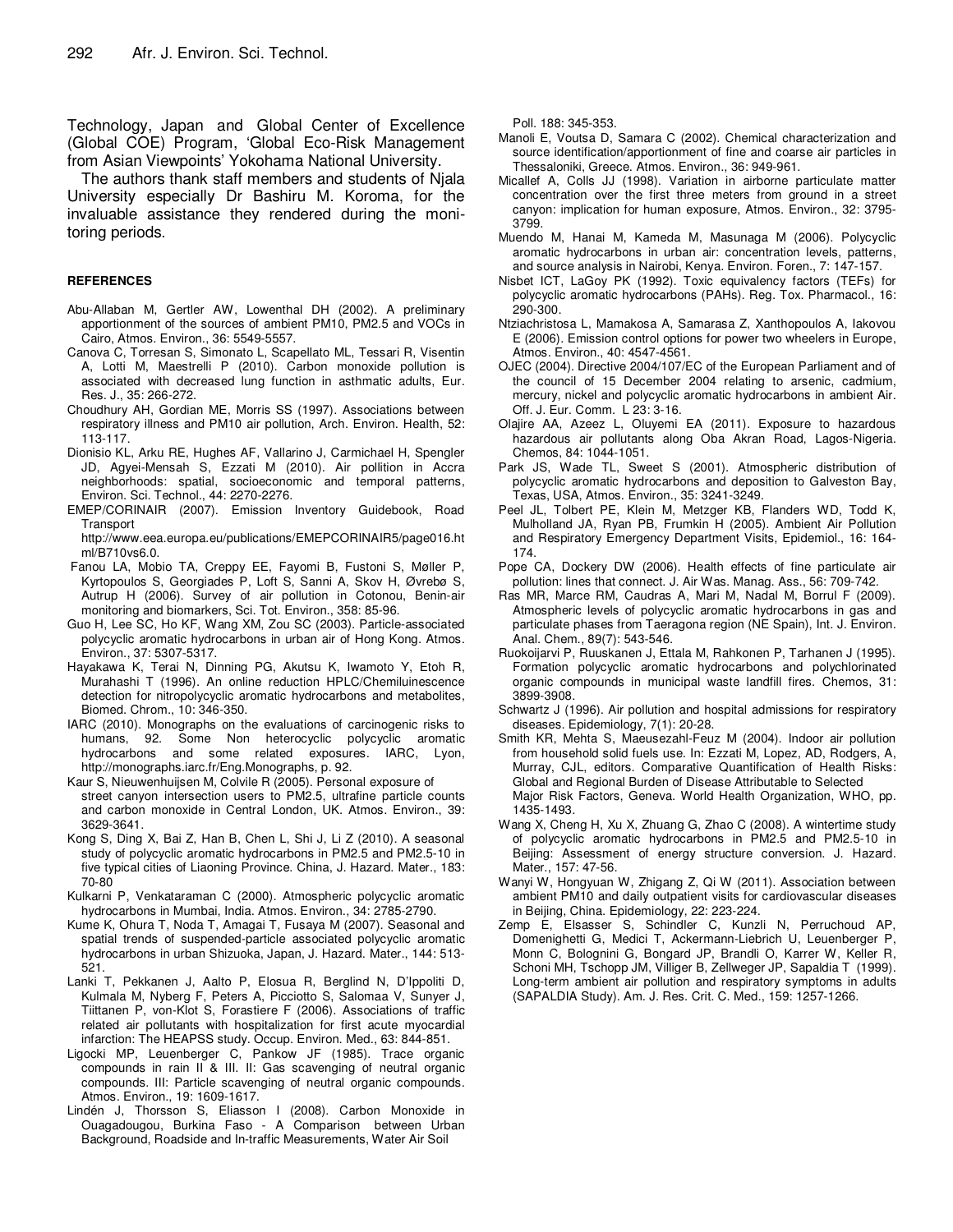Technology, Japan and Global Center of Excellence (Global COE) Program, 'Global Eco-Risk Management from Asian Viewpoints' Yokohama National University.

The authors thank staff members and students of Njala University especially Dr Bashiru M. Koroma, for the invaluable assistance they rendered during the monitoring periods.

## REFERENCES

Abu-Allaban M, Gertler AW, Lowenthal DH (2002). A preliminary apportionment of the sources of ambient PM10, PM2.5 and VOCs in Cairo, Atmos. Environ., 36: 5549-5557.

Canova C, Torresan S, Simonato L, Scapellato ML, Tessari R, Visentin A, Lotti M, Maestrelli P (2010). Carbon monoxide pollution is associated with decreased lung function in asthmatic adults, Eur. Res. J., 35: 266-272.

Choudhury AH, Gordian ME, Morris SS (1997). Associations between respiratory illness and PM10 air pollution, Arch. Environ. Health, 52: 113-117.

Dionisio KL, Arku RE, Hughes AF, Vallarino J, Carmichael H, Spengler JD, Agyei-Mensah S, Ezzati M (2010). Air pollition in Accra neighborhoods: spatial, socioeconomic and temporal patterns, Environ. Sci. Technol., 44: 2270-2276.

EMEP/CORINAIR (2007). Emission Inventory Guidebook, Road Transport http://www.eea.europa.eu/publications/EMEPCORINAIR5/page016.html/B710vs6.0.

Fanou LA, Mobio TA, Creppy EE, Fayomi B, Fustoni S, Møller P, Kyrtopoulos S, Georgiades P, Loft S, Sanni A, Skov H, Øvrebø S, Autrup H (2006). Survey of air pollution in Cotonou, Benin-air monitoring and biomarkers, Sci. Tot. Environ., 358: 85-96.

Guo H, Lee SC, Ho KF, Wang XM, Zou SC (2003). Particle-associated polycyclic aromatic hydrocarbons in urban air of Hong Kong. Atmos. Environ., 37: 5307-5317.

Hayakawa K, Terai N, Dinning PG, Akutsu K, Iwamoto Y, Etoh R, Murahashi T (1996). An online reduction HPLC/Chemiluinescence detection for nitropolycyclic aromatic hydrocarbons and metabolites, Biomed. Chrom., 10: 346-350.

IARC (2010). Monographs on the evaluations of carcinogenic risks to humans, 92. Some Non heterocyclic polycyclic aromatic hydrocarbons and some related exposures. IARC, Lyon, http://monographs.iarc.fr/Eng.Monographs, p. 92.

Kaur S, Nieuwenhuijsen M, Colvile R (2005). Personal exposure of street canyon intersection users to PM2.5, ultrafine particle counts and carbon monoxide in Central London, UK. Atmos. Environ., 39: 3629-3641.

Kong S, Ding X, Bai Z, Han B, Chen L, Shi J, Li Z (2010). A seasonal study of polycyclic aromatic hydrocarbons in PM2.5 and PM2.5-10 in five typical cities of Liaoning Province. China, J. Hazard. Mater., 183: 70-80

Kulkarni P, Venkataraman C (2000). Atmospheric polycyclic aromatic hydrocarbons in Mumbai, India. Atmos. Environ., 34: 2785-2790.

Kume K, Ohura T, Noda T, Amagai T, Fusaya M (2007). Seasonal and spatial trends of suspended-particle associated polycyclic aromatic hydrocarbons in urban Shizuoka, Japan, J. Hazard. Mater., 144: 513-521.

Lanki T, Pekkanen J, Aalto P, Elosua R, Berglind N, D'Ippoliti D, Kulmala M, Nyberg F, Peters A, Picciotto S, Salomaa V, Sunyer J, Tiittanen P, von-Klot S, Forastiere F (2006). Associations of traffic related air pollutants with hospitalization for first acute myocardial infarction: The HEAPSS study. Occup. Environ. Med., 63: 844-851.

Ligocki MP, Leuenberger C, Pankow JF (1985). Trace organic compounds in rain II & III. II: Gas scavenging of neutral organic compounds. III: Particle scavenging of neutral organic compounds. Atmos. Environ., 19: 1609-1617.

Lindén J, Thorsson S, Eliasson I (2008). Carbon Monoxide in Ouagadougou, Burkina Faso - A Comparison between Urban Background, Roadside and In-traffic Measurements, Water Air Soil Poll. 188: 345-353.

Manoli E, Voutsa D, Samara C (2002). Chemical characterization and source identification/apportionment of fine and coarse air particles in Thessaloniki, Greece. Atmos. Environ., 36: 949-961.

Micallef A, Colls JJ (1998). Variation in airborne particulate matter concentration over the first three meters from ground in a street canyon: implication for human exposure, Atmos. Environ., 32: 3795-3799.

Muendo M, Hanai M, Kameda M, Masunaga M (2006). Polycyclic aromatic hydrocarbons in urban air: concentration levels, patterns, and source analysis in Nairobi, Kenya. Environ. Foren., 7: 147-157.

Nisbet ICT, LaGoy PK (1992). Toxic equivalency factors (TEFs) for polycyclic aromatic hydrocarbons (PAHs). Reg. Tox. Pharmacol., 16: 290-300.

Ntziachristosa L, Mamakosa A, Samarasa Z, Xanthopoulos A, Iakovou E (2006). Emission control options for power two wheelers in Europe, Atmos. Environ., 40: 4547-4561.

OJEC (2004). Directive 2004/107/EC of the European Parliament and of the council of 15 December 2004 relating to arsenic, cadmium, mercury, nickel and polycyclic aromatic hydrocarbons in ambient Air. Off. J. Eur. Comm. L 23: 3-16.

Olajire AA, Azeez L, Oluyemi EA (2011). Exposure to hazardous hazardous air pollutants along Oba Akran Road, Lagos-Nigeria. Chemos, 84: 1044-1051.

Park JS, Wade TL, Sweet S (2001). Atmospheric distribution of polycyclic aromatic hydrocarbons and deposition to Galveston Bay, Texas, USA, Atmos. Environ., 35: 3241-3249.

Peel JL, Tolbert PE, Klein M, Metzger KB, Flanders WD, Todd K, Mulholland JA, Ryan PB, Frumkin H (2005). Ambient Air Pollution and Respiratory Emergency Department Visits, Epidemiol., 16: 164-174.

Pope CA, Dockery DW (2006). Health effects of fine particulate air pollution: lines that connect. J. Air Was. Manag. Ass., 56: 709-742.

Ras MR, Marce RM, Caudras A, Mari M, Nadal M, Borrul F (2009). Atmospheric levels of polycyclic aromatic hydrocarbons in gas and particulate phases from Taeragona region (NE Spain), Int. J. Environ. Anal. Chem., 89(7): 543-546.

Ruokojarvi P, Ruuskanen J, Ettala M, Rahkonen P, Tarhanen J (1995). Formation polycyclic aromatic hydrocarbons and polychlorinated organic compounds in municipal waste landfill fires. Chemos, 31: 3899-3908.

Schwartz J (1996). Air pollution and hospital admissions for respiratory diseases. Epidemiology, 7(1): 20-28.

Smith KR, Mehta S, Maeusezahl-Feuz M (2004). Indoor air pollution from household solid fuels use. In: Ezzati M, Lopez, AD, Rodgers, A, Murray, CJL, editors. Comparative Quantification of Health Risks: Global and Regional Burden of Disease Attributable to Selected Major Risk Factors, Geneva. World Health Organization, WHO, pp. 1435-1493.

Wang X, Cheng H, Xu X, Zhuang G, Zhao C (2008). A wintertime study of polycyclic aromatic hydrocarbons in PM2.5 and PM2.5-10 in Beijing: Assessment of energy structure conversion. J. Hazard. Mater., 157: 47-56.

Wanyi W, Hongyuan W, Zhigang Z, Qi W (2011). Association between ambient PM10 and daily outpatient visits for cardiovascular diseases in Beijing, China. Epidemiology, 22: 223-224.

Zemp E, Elsasser S, Schindler C, Kunzli N, Perruchoud AP, Domenighetti G, Medici T, Ackermann-Liebrich U, Leuenberger P, Monn C, Bolognini G, Bongard JP, Brandli O, Karrer W, Keller R, Schoni MH, Tschopp JM, Villiger B, Zellweger JP, Sapaldia T (1999). Long-term ambient air pollution and respiratory symptoms in adults (SAPALDIA Study). Am. J. Res. Crit. C. Med., 159: 1257-1266.